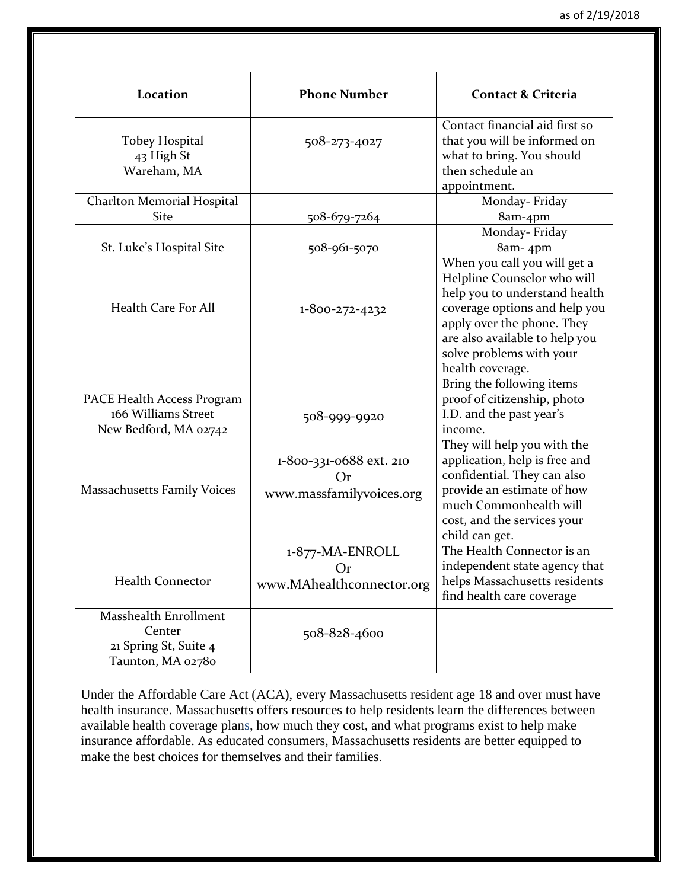as of 2/19/2018

| Location | Phone Number | Contact & Criteria |
|---|---|---|
| Tobey Hospital<br>43 High St<br>Wareham, MA | 508-273-4027 | Contact financial aid first so that you will be informed on what to bring. You should then schedule an appointment. |
| Charlton Memorial Hospital Site | 508-679-7264 | Monday- Friday<br>8am-4pm |
| St. Luke's Hospital Site | 508-961-5070 | Monday- Friday<br>8am- 4pm |
| Health Care For All | 1-800-272-4232 | When you call you will get a Helpline Counselor who will help you to understand health coverage options and help you apply over the phone. They are also available to help you solve problems with your health coverage. |
| PACE Health Access Program<br>166 Williams Street<br>New Bedford, MA 02742 | 508-999-9920 | Bring the following items proof of citizenship, photo I.D. and the past year's income. |
| Massachusetts Family Voices | 1-800-331-0688 ext. 210<br>Or<br>www.massfamilyvoices.org | They will help you with the application, help is free and confidential. They can also provide an estimate of how much Commonhealth will cost, and the services your child can get. |
| Health Connector | 1-877-MA-ENROLL<br>Or<br>www.MAhealthconnector.org | The Health Connector is an independent state agency that helps Massachusetts residents find health care coverage |
| Masshealth Enrollment Center<br>21 Spring St, Suite 4<br>Taunton, MA 02780 | 508-828-4600 | |

Under the Affordable Care Act (ACA), every Massachusetts resident age 18 and over must have health insurance. Massachusetts offers resources to help residents learn the differences between available health coverage plans, how much they cost, and what programs exist to help make insurance affordable. As educated consumers, Massachusetts residents are better equipped to make the best choices for themselves and their families.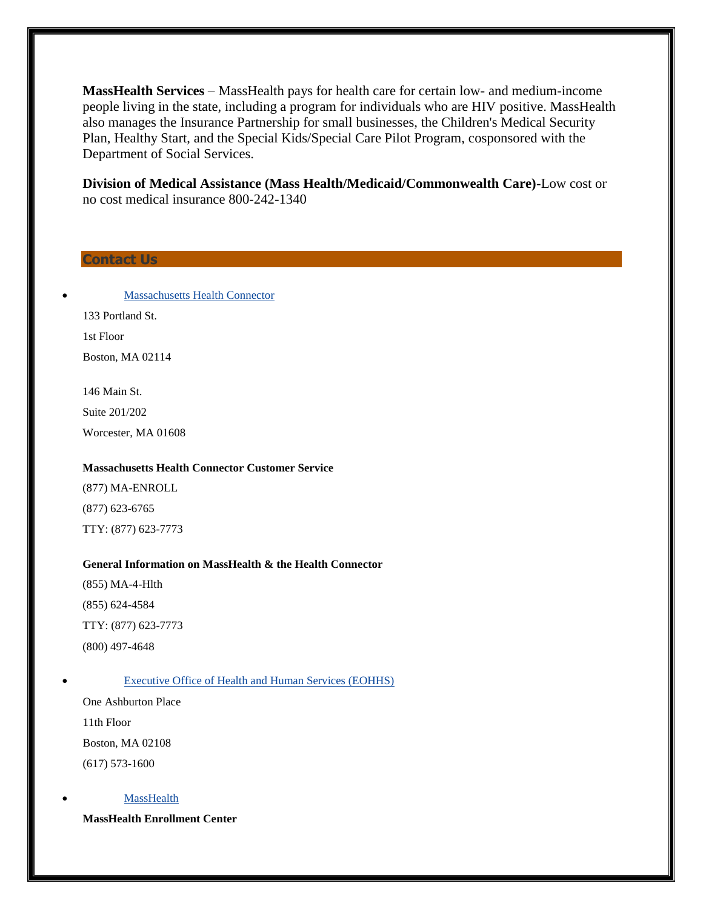**MassHealth Services** – MassHealth pays for health care for certain low- and medium-income people living in the state, including a program for individuals who are HIV positive. MassHealth also manages the Insurance Partnership for small businesses, the Children's Medical Security Plan, Healthy Start, and the Special Kids/Special Care Pilot Program, cosponsored with the Department of Social Services.

**Division of Medical Assistance (Mass Health/Medicaid/Commonwealth Care)**-Low cost or no cost medical insurance 800-242-1340

## Contact Us

- Massachusetts Health Connector

133 Portland St.

1st Floor

Boston, MA 02114

146 Main St.

Suite 201/202

Worcester, MA 01608

**Massachusetts Health Connector Customer Service**

(877) MA-ENROLL

(877) 623-6765

TTY: (877) 623-7773

**General Information on MassHealth & the Health Connector**

(855) MA-4-Hlth

(855) 624-4584

TTY: (877) 623-7773

(800) 497-4648

- Executive Office of Health and Human Services (EOHHS)

One Ashburton Place

11th Floor

Boston, MA 02108

(617) 573-1600

- MassHealth

**MassHealth Enrollment Center**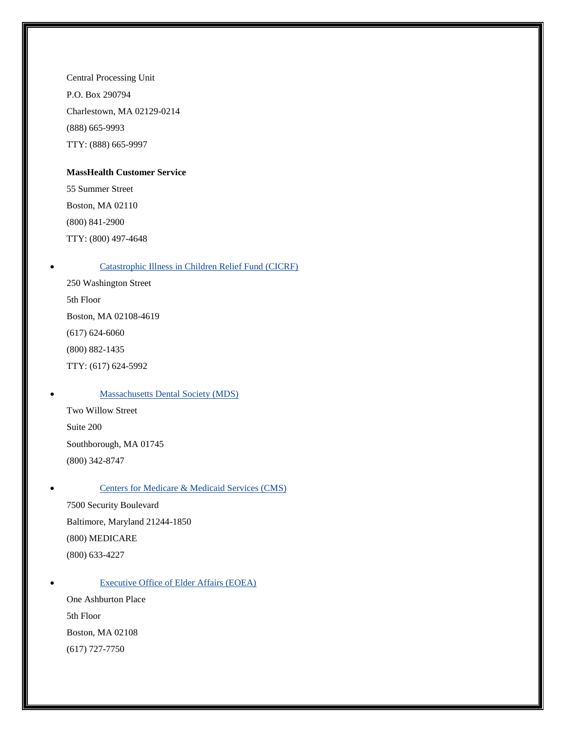Central Processing Unit

P.O. Box 290794

Charlestown, MA 02129-0214

(888) 665-9993

TTY: (888) 665-9997

**MassHealth Customer Service**

55 Summer Street

Boston, MA 02110

(800) 841-2900

TTY: (800) 497-4648

- Catastrophic Illness in Children Relief Fund (CICRF)

250 Washington Street

5th Floor

Boston, MA 02108-4619

(617) 624-6060

(800) 882-1435

TTY: (617) 624-5992

- Massachusetts Dental Society (MDS)

Two Willow Street

Suite 200

Southborough, MA 01745

(800) 342-8747

- Centers for Medicare & Medicaid Services (CMS)

7500 Security Boulevard

Baltimore, Maryland 21244-1850

(800) MEDICARE

(800) 633-4227

- Executive Office of Elder Affairs (EOEA)

One Ashburton Place

5th Floor

Boston, MA 02108

(617) 727-7750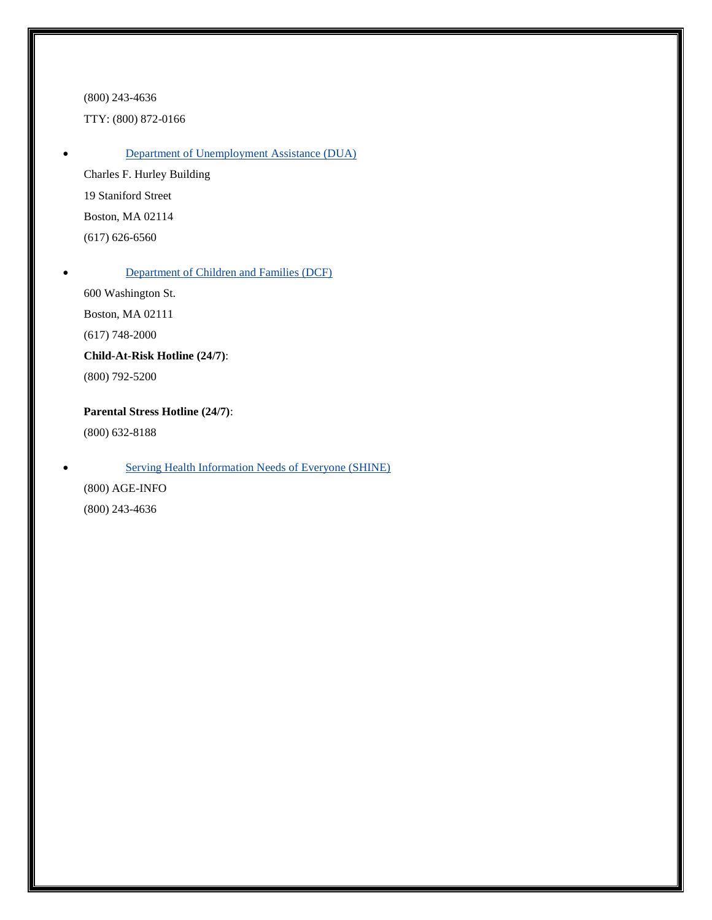(800) 243-4636

TTY: (800) 872-0166

- Department of Unemployment Assistance (DUA)

  Charles F. Hurley Building

  19 Staniford Street

  Boston, MA 02114

  (617) 626-6560

- Department of Children and Families (DCF)

  600 Washington St.

  Boston, MA 02111

  (617) 748-2000

  **Child-At-Risk Hotline (24/7)**:

  (800) 792-5200

  **Parental Stress Hotline (24/7)**:

  (800) 632-8188

- Serving Health Information Needs of Everyone (SHINE)

  (800) AGE-INFO

  (800) 243-4636